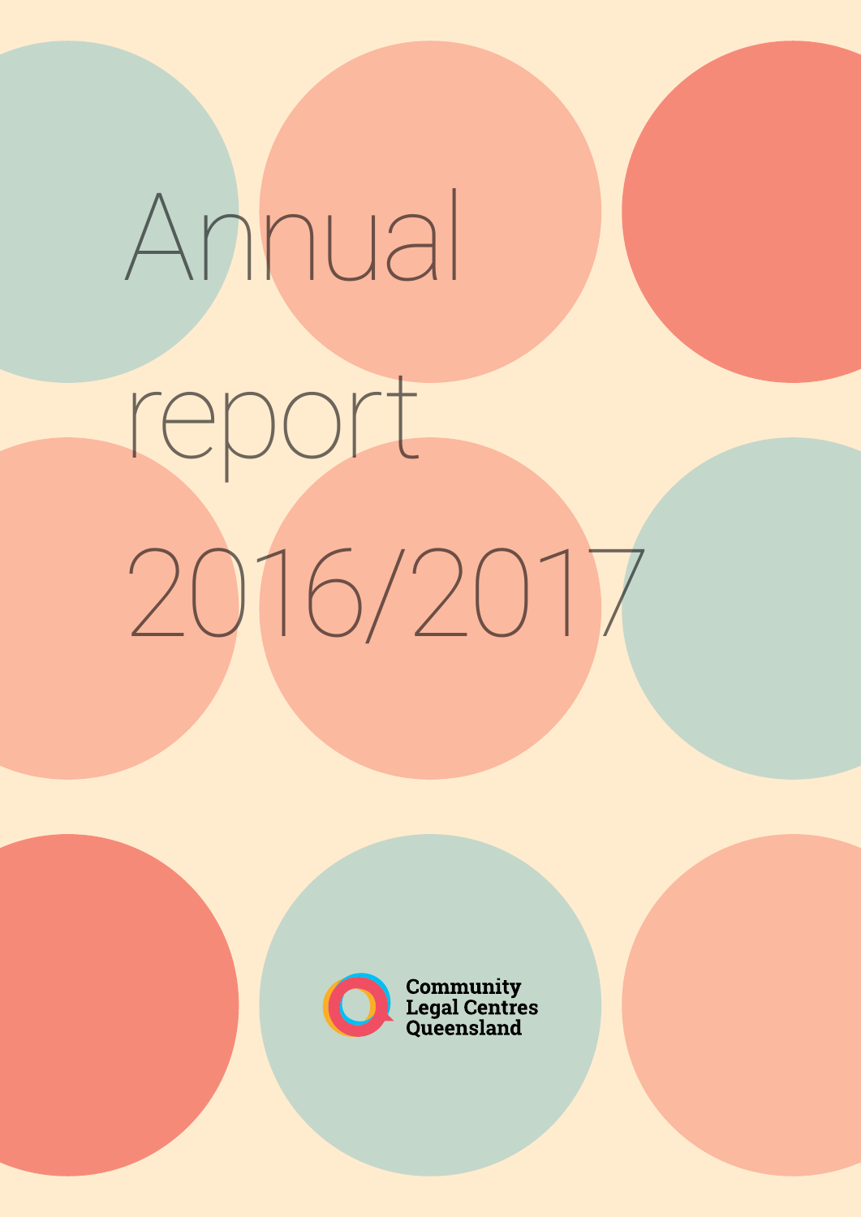# Annual report 2016/2017

Community Legal Centres Queensland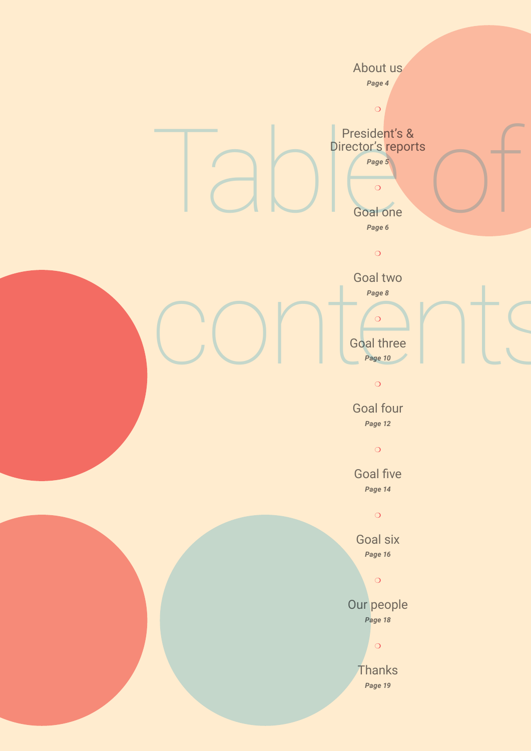# Table of contents

- About us — *Page 4*
- President's & Director's reports — *Page 5*
- Goal one — *Page 6*
- Goal two — *Page 8*
- Goal three — *Page 10*
- Goal four — *Page 12*
- Goal five — *Page 14*
- Goal six — *Page 16*
- Our people — *Page 18*
- Thanks — *Page 19*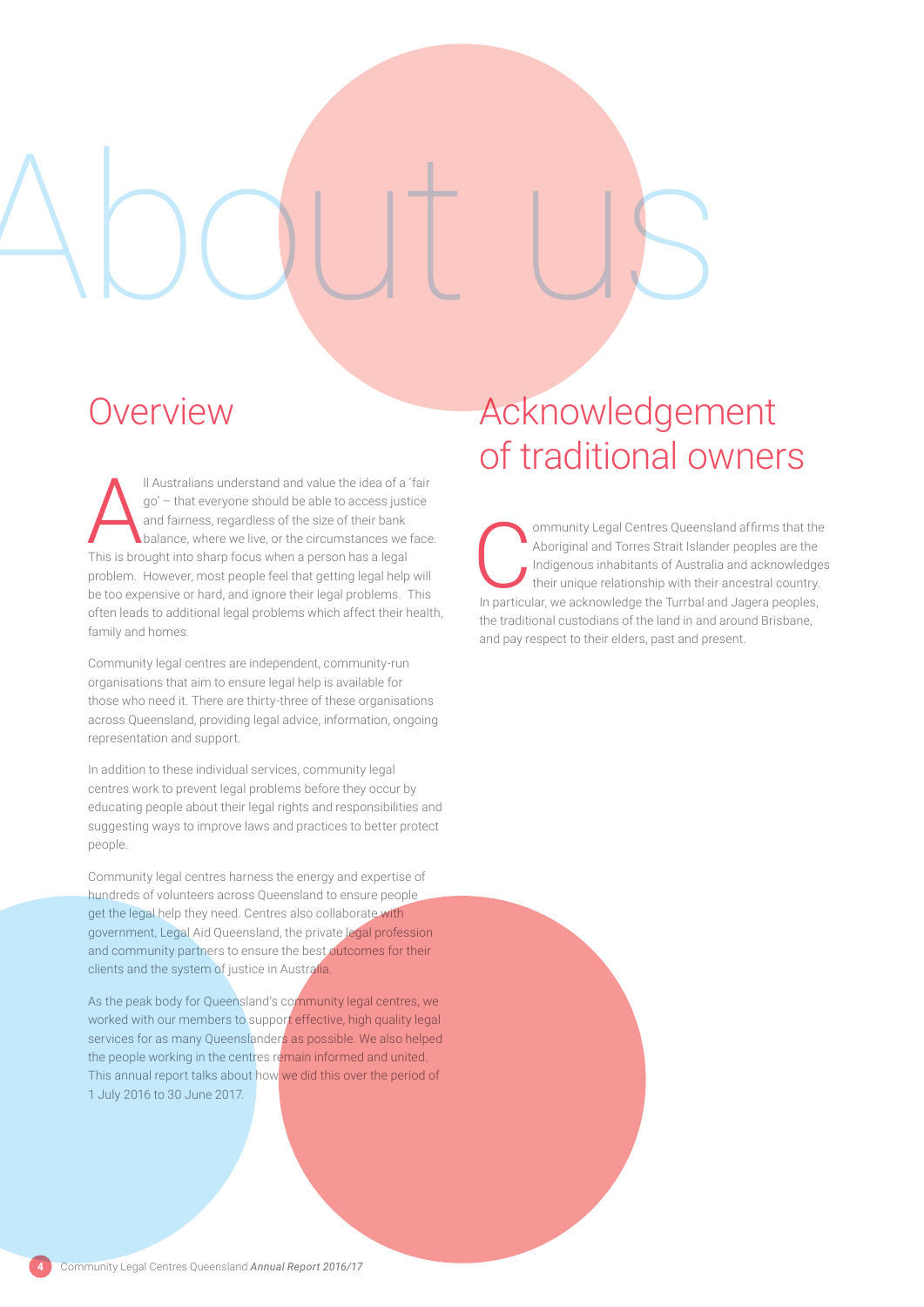# About us

## Overview

All Australians understand and value the idea of a 'fair go' – that everyone should be able to access justice and fairness, regardless of the size of their bank balance, where we live, or the circumstances we face. This is brought into sharp focus when a person has a legal problem. However, most people feel that getting legal help will be too expensive or hard, and ignore their legal problems. This often leads to additional legal problems which affect their health, family and homes.

Community legal centres are independent, community-run organisations that aim to ensure legal help is available for those who need it. There are thirty-three of these organisations across Queensland, providing legal advice, information, ongoing representation and support.

In addition to these individual services, community legal centres work to prevent legal problems before they occur by educating people about their legal rights and responsibilities and suggesting ways to improve laws and practices to better protect people.

Community legal centres harness the energy and expertise of hundreds of volunteers across Queensland to ensure people get the legal help they need. Centres also collaborate with government, Legal Aid Queensland, the private legal profession and community partners to ensure the best outcomes for their clients and the system of justice in Australia.

As the peak body for Queensland's community legal centres, we worked with our members to support effective, high quality legal services for as many Queenslanders as possible. We also helped the people working in the centres remain informed and united. This annual report talks about how we did this over the period of 1 July 2016 to 30 June 2017.

## Acknowledgement of traditional owners

Community Legal Centres Queensland affirms that the Aboriginal and Torres Strait Islander peoples are the Indigenous inhabitants of Australia and acknowledges their unique relationship with their ancestral country. In particular, we acknowledge the Turrbal and Jagera peoples, the traditional custodians of the land in and around Brisbane, and pay respect to their elders, past and present.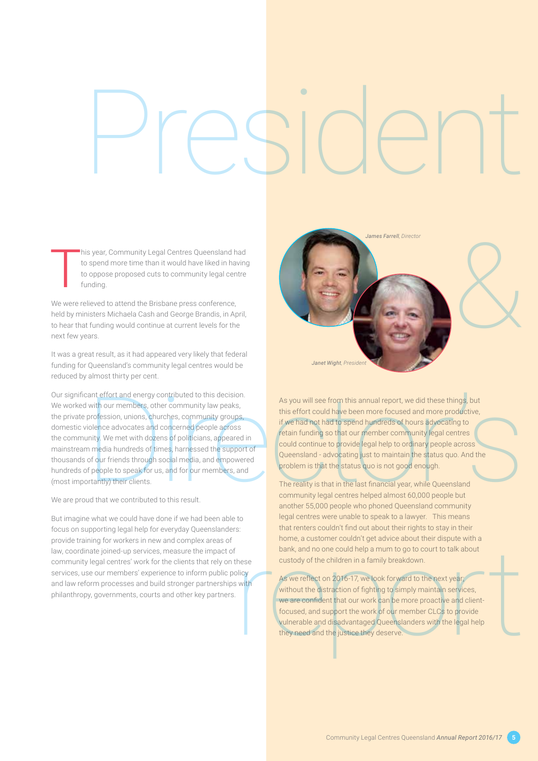# President & Director's report

This year, Community Legal Centres Queensland had to spend more time than it would have liked in having to oppose proposed cuts to community legal centre funding.

We were relieved to attend the Brisbane press conference, held by ministers Michaela Cash and George Brandis, in April, to hear that funding would continue at current levels for the next few years.

It was a great result, as it had appeared very likely that federal funding for Queensland's community legal centres would be reduced by almost thirty per cent.

Our significant effort and energy contributed to this decision. We worked with our members, other community law peaks, the private profession, unions, churches, community groups, domestic violence advocates and concerned people across the community. We met with dozens of politicians, appeared in mainstream media hundreds of times, harnessed the support of thousands of our friends through social media, and empowered hundreds of people to speak for us, and for our members, and (most importantly) their clients.

We are proud that we contributed to this result.

But imagine what we could have done if we had been able to focus on supporting legal help for everyday Queenslanders: provide training for workers in new and complex areas of law, coordinate joined-up services, measure the impact of community legal centres' work for the clients that rely on these services, use our members' experience to inform public policy and law reform processes and build stronger partnerships with philanthropy, governments, courts and other key partners.

*James Farrell*, *Director*

*Janet Wight*, *President*

As you will see from this annual report, we did these things, but this effort could have been more focused and more productive, if we had not had to spend hundreds of hours advocating to retain funding so that our member community legal centres could continue to provide legal help to ordinary people across Queensland - advocating just to maintain the status quo. And the problem is that the status quo is not good enough.

The reality is that in the last financial year, while Queensland community legal centres helped almost 60,000 people but another 55,000 people who phoned Queensland community legal centres were unable to speak to a lawyer. This means that renters couldn't find out about their rights to stay in their home, a customer couldn't get advice about their dispute with a bank, and no one could help a mum to go to court to talk about custody of the children in a family breakdown.

As we reflect on 2016-17, we look forward to the next year; without the distraction of fighting to simply maintain services, we are confident that our work can be more proactive and client-focused, and support the work of our member CLCs to provide vulnerable and disadvantaged Queenslanders with the legal help they need and the justice they deserve.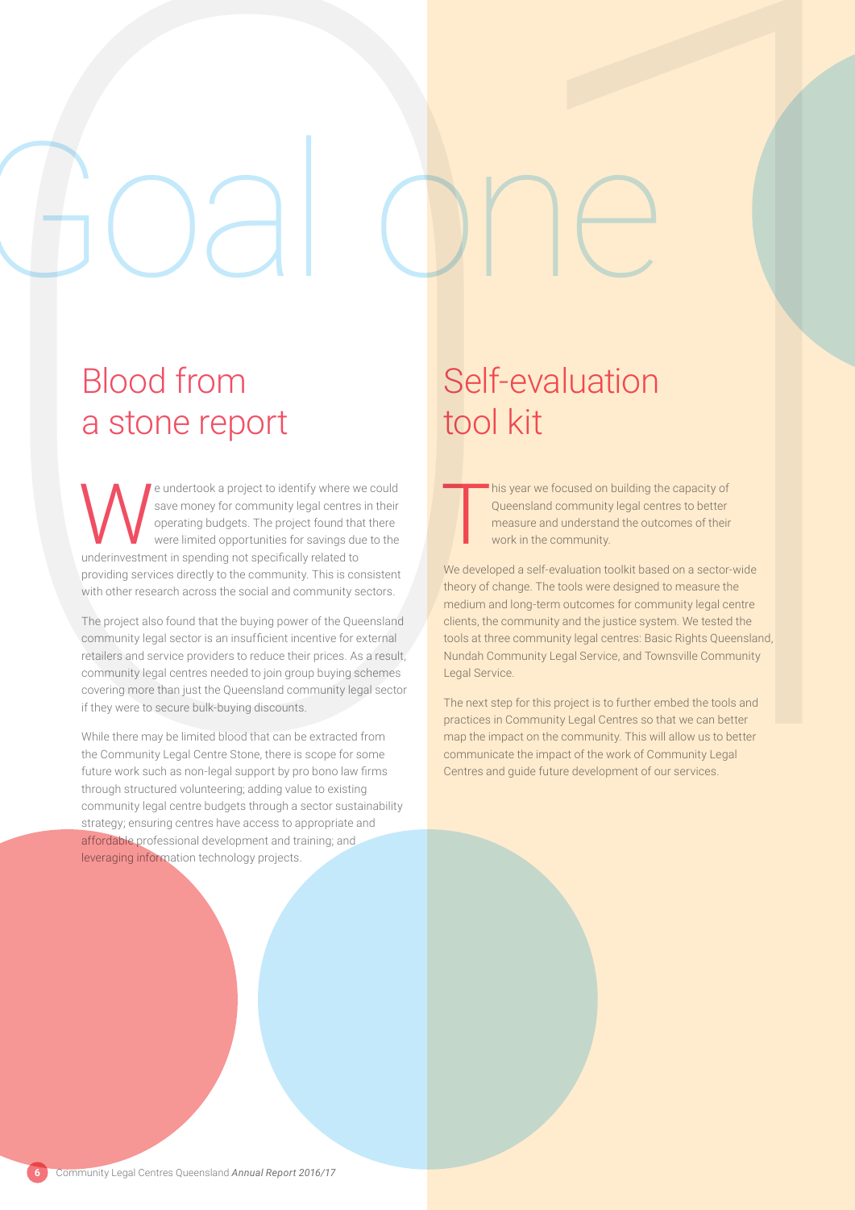# Goal one

## Blood from a stone report

We undertook a project to identify where we could save money for community legal centres in their operating budgets. The project found that there were limited opportunities for savings due to the underinvestment in spending not specifically related to providing services directly to the community. This is consistent with other research across the social and community sectors.

The project also found that the buying power of the Queensland community legal sector is an insufficient incentive for external retailers and service providers to reduce their prices. As a result, community legal centres needed to join group buying schemes covering more than just the Queensland community legal sector if they were to secure bulk-buying discounts.

While there may be limited blood that can be extracted from the Community Legal Centre Stone, there is scope for some future work such as non-legal support by pro bono law firms through structured volunteering; adding value to existing community legal centre budgets through a sector sustainability strategy; ensuring centres have access to appropriate and affordable professional development and training; and leveraging information technology projects.

## Self-evaluation tool kit

This year we focused on building the capacity of Queensland community legal centres to better measure and understand the outcomes of their work in the community.

We developed a self-evaluation toolkit based on a sector-wide theory of change. The tools were designed to measure the medium and long-term outcomes for community legal centre clients, the community and the justice system. We tested the tools at three community legal centres: Basic Rights Queensland, Nundah Community Legal Service, and Townsville Community Legal Service.

The next step for this project is to further embed the tools and practices in Community Legal Centres so that we can better map the impact on the community. This will allow us to better communicate the impact of the work of Community Legal Centres and guide future development of our services.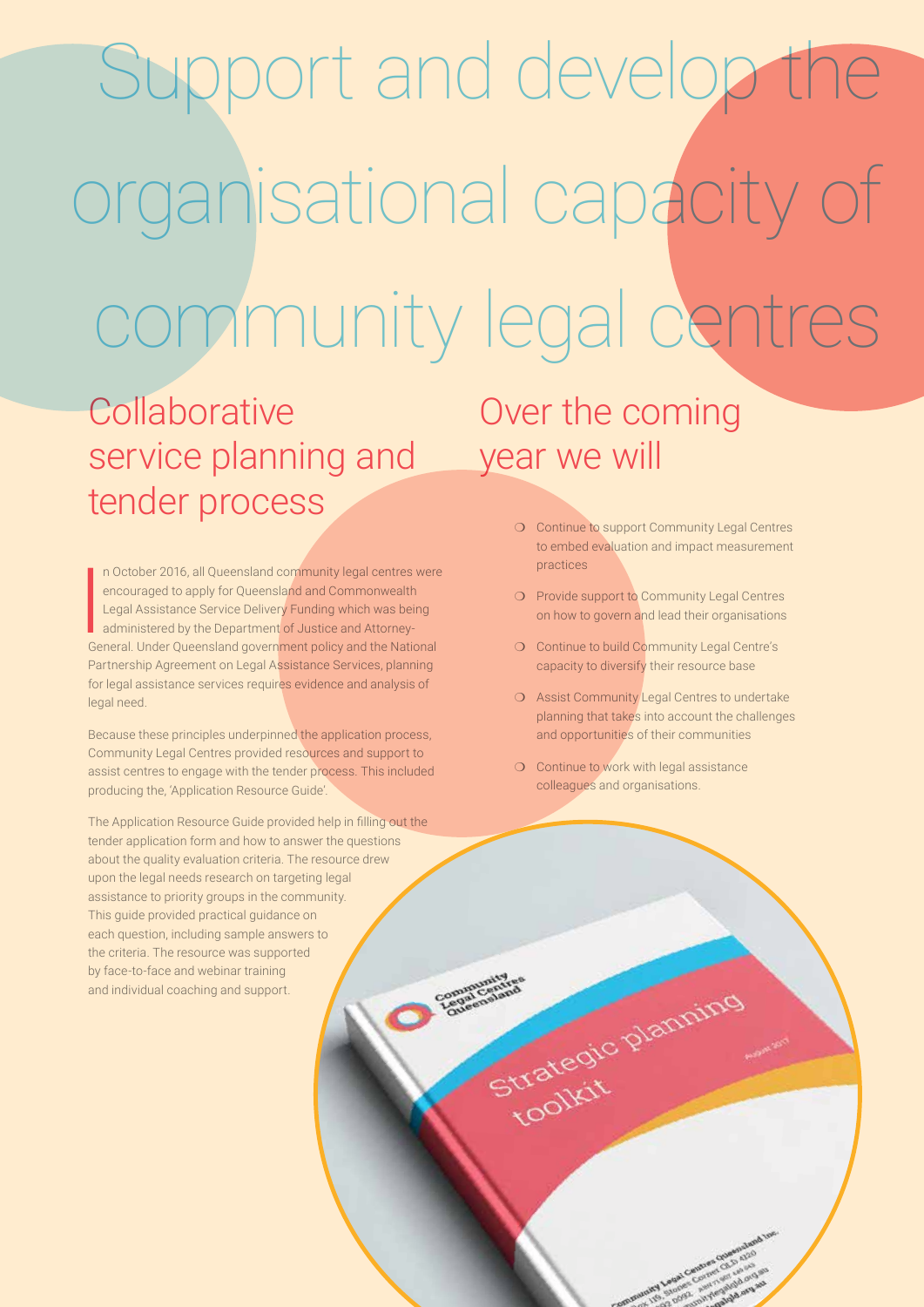# Support and develop the organisational capacity of community legal centres

## Collaborative service planning and tender process

In October 2016, all Queensland community legal centres were encouraged to apply for Queensland and Commonwealth Legal Assistance Service Delivery Funding which was being administered by the Department of Justice and Attorney-General. Under Queensland government policy and the National Partnership Agreement on Legal Assistance Services, planning for legal assistance services requires evidence and analysis of legal need.

Because these principles underpinned the application process, Community Legal Centres provided resources and support to assist centres to engage with the tender process. This included producing the, 'Application Resource Guide'.

The Application Resource Guide provided help in filling out the tender application form and how to answer the questions about the quality evaluation criteria. The resource drew upon the legal needs research on targeting legal assistance to priority groups in the community. This guide provided practical guidance on each question, including sample answers to the criteria. The resource was supported by face-to-face and webinar training and individual coaching and support.

## Over the coming year we will

- Continue to support Community Legal Centres to embed evaluation and impact measurement practices
- Provide support to Community Legal Centres on how to govern and lead their organisations
- Continue to build Community Legal Centre's capacity to diversify their resource base
- Assist Community Legal Centres to undertake planning that takes into account the challenges and opportunities of their communities
- Continue to work with legal assistance colleagues and organisations.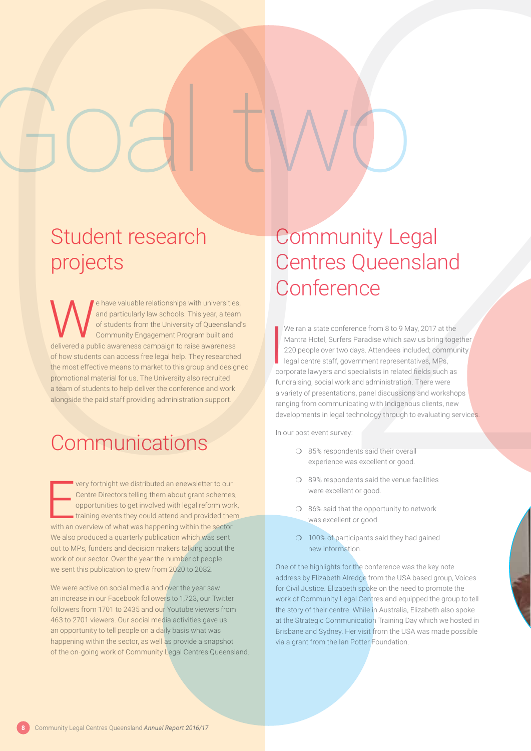# Goal two

## Student research projects

We have valuable relationships with universities, and particularly law schools. This year, a team of students from the University of Queensland's Community Engagement Program built and delivered a public awareness campaign to raise awareness of how students can access free legal help. They researched the most effective means to market to this group and designed promotional material for us. The University also recruited a team of students to help deliver the conference and work alongside the paid staff providing administration support.

## Communications

Every fortnight we distributed an enewsletter to our Centre Directors telling them about grant schemes, opportunities to get involved with legal reform work, training events they could attend and provided them with an overview of what was happening within the sector. We also produced a quarterly publication which was sent out to MPs, funders and decision makers talking about the work of our sector. Over the year the number of people we sent this publication to grew from 2020 to 2082.

We were active on social media and over the year saw an increase in our Facebook followers to 1,723, our Twitter followers from 1701 to 2435 and our Youtube viewers from 463 to 2701 viewers. Our social media activities gave us an opportunity to tell people on a daily basis what was happening within the sector, as well as provide a snapshot of the on-going work of Community Legal Centres Queensland.

## Community Legal Centres Queensland Conference

We ran a state conference from 8 to 9 May, 2017 at the Mantra Hotel, Surfers Paradise which saw us bring together 220 people over two days. Attendees included; community legal centre staff, government representatives, MPs, corporate lawyers and specialists in related fields such as fundraising, social work and administration. There were a variety of presentations, panel discussions and workshops ranging from communicating with Indigenous clients, new developments in legal technology through to evaluating services.

In our post event survey:

- 85% respondents said their overall experience was excellent or good.
- 89% respondents said the venue facilities were excellent or good.
- 86% said that the opportunity to network was excellent or good.
- 100% of participants said they had gained new information.

One of the highlights for the conference was the key note address by Elizabeth Alredge from the USA based group, Voices for Civil Justice. Elizabeth spoke on the need to promote the work of Community Legal Centres and equipped the group to tell the story of their centre. While in Australia, Elizabeth also spoke at the Strategic Communication Training Day which we hosted in Brisbane and Sydney. Her visit from the USA was made possible via a grant from the Ian Potter Foundation.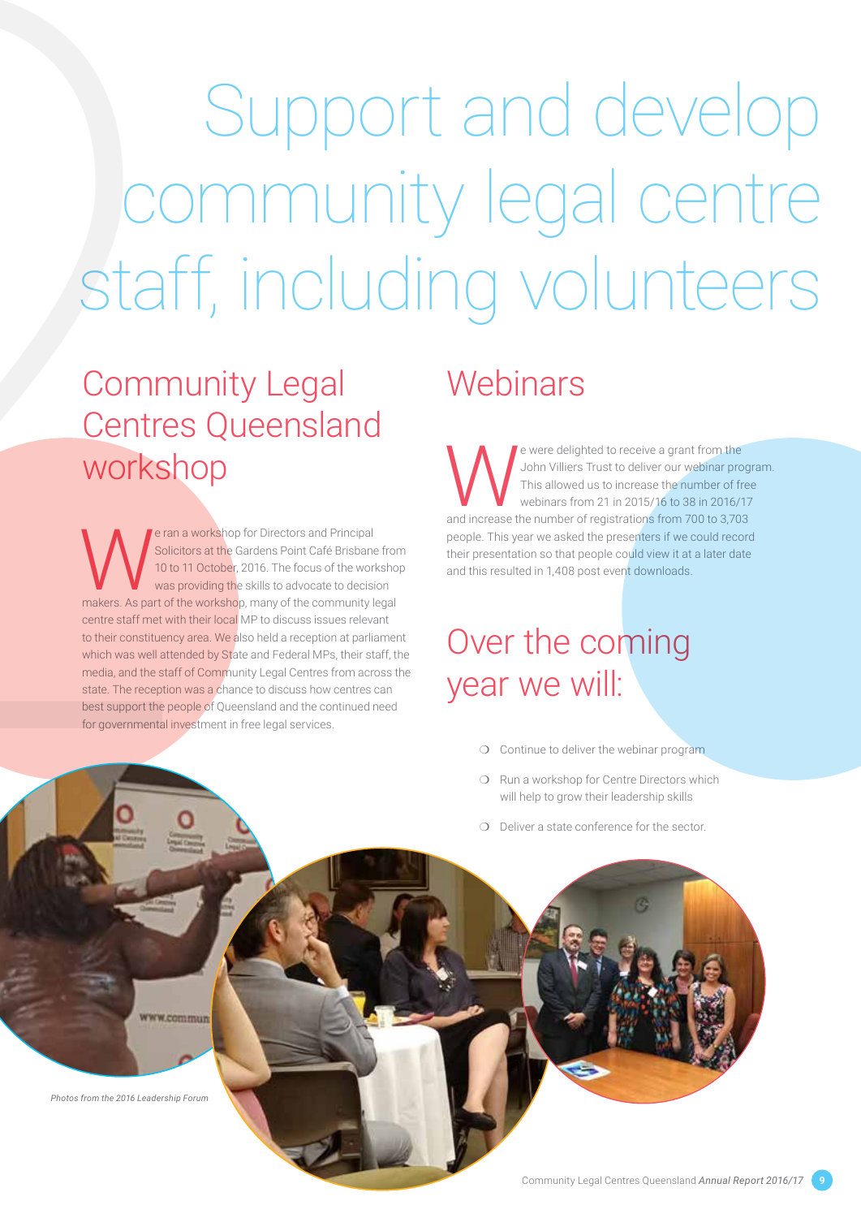# Support and develop community legal centre staff, including volunteers

## Community Legal Centres Queensland workshop

We ran a workshop for Directors and Principal Solicitors at the Gardens Point Café Brisbane from 10 to 11 October, 2016. The focus of the workshop was providing the skills to advocate to decision makers. As part of the workshop, many of the community legal centre staff met with their local MP to discuss issues relevant to their constituency area. We also held a reception at parliament which was well attended by State and Federal MPs, their staff, the media, and the staff of Community Legal Centres from across the state. The reception was a chance to discuss how centres can best support the people of Queensland and the continued need for governmental investment in free legal services.

## Webinars

We were delighted to receive a grant from the John Villiers Trust to deliver our webinar program. This allowed us to increase the number of free webinars from 21 in 2015/16 to 38 in 2016/17 and increase the number of registrations from 700 to 3,703 people. This year we asked the presenters if we could record their presentation so that people could view it at a later date and this resulted in 1,408 post event downloads.

## Over the coming year we will:

- Continue to deliver the webinar program
- Run a workshop for Centre Directors which will help to grow their leadership skills
- Deliver a state conference for the sector.

*Photos from the 2016 Leadership Forum*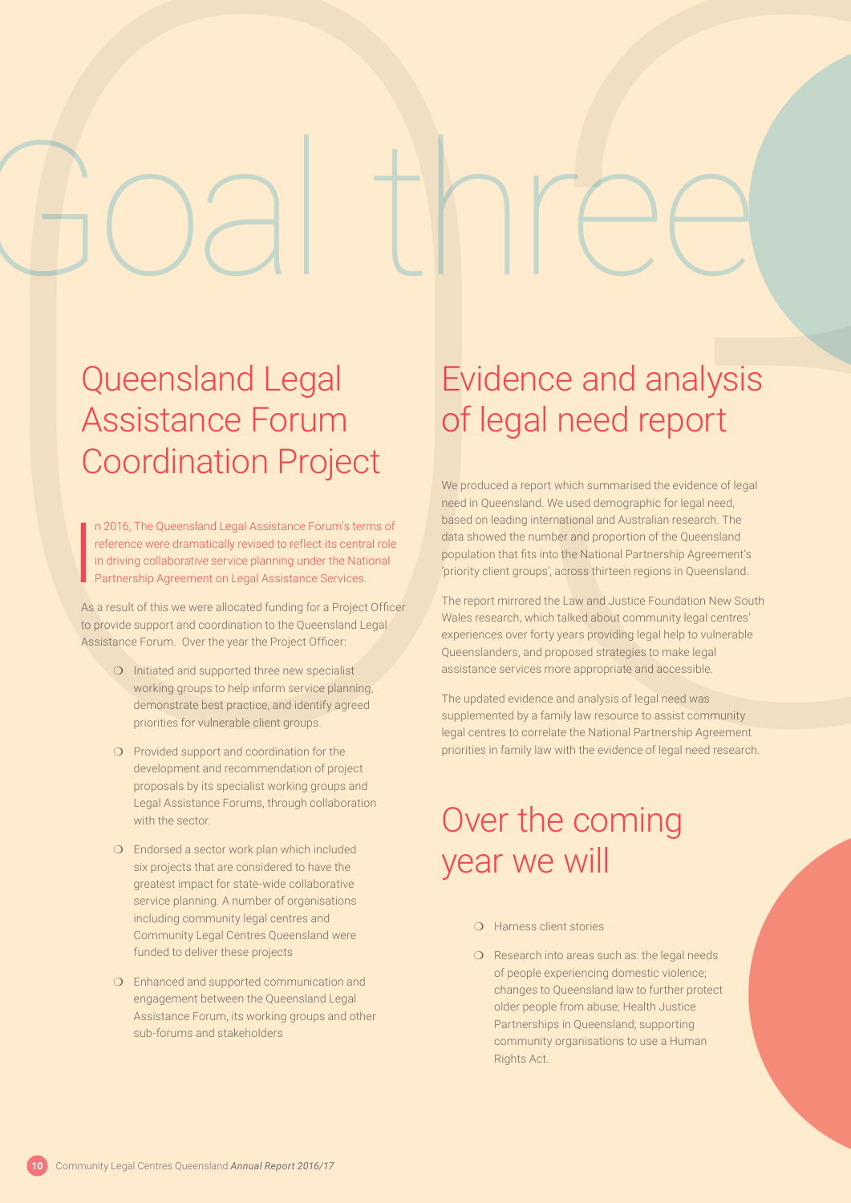# Goal three

## Queensland Legal Assistance Forum Coordination Project

In 2016, The Queensland Legal Assistance Forum's terms of reference were dramatically revised to reflect its central role in driving collaborative service planning under the National Partnership Agreement on Legal Assistance Services.

As a result of this we were allocated funding for a Project Officer to provide support and coordination to the Queensland Legal Assistance Forum. Over the year the Project Officer:

- Initiated and supported three new specialist working groups to help inform service planning, demonstrate best practice, and identify agreed priorities for vulnerable client groups.
- Provided support and coordination for the development and recommendation of project proposals by its specialist working groups and Legal Assistance Forums, through collaboration with the sector.
- Endorsed a sector work plan which included six projects that are considered to have the greatest impact for state-wide collaborative service planning. A number of organisations including community legal centres and Community Legal Centres Queensland were funded to deliver these projects
- Enhanced and supported communication and engagement between the Queensland Legal Assistance Forum, its working groups and other sub-forums and stakeholders

## Evidence and analysis of legal need report

We produced a report which summarised the evidence of legal need in Queensland. We used demographic for legal need, based on leading international and Australian research. The data showed the number and proportion of the Queensland population that fits into the National Partnership Agreement's 'priority client groups', across thirteen regions in Queensland.

The report mirrored the Law and Justice Foundation New South Wales research, which talked about community legal centres' experiences over forty years providing legal help to vulnerable Queenslanders, and proposed strategies to make legal assistance services more appropriate and accessible.

The updated evidence and analysis of legal need was supplemented by a family law resource to assist community legal centres to correlate the National Partnership Agreement priorities in family law with the evidence of legal need research.

## Over the coming year we will

- Harness client stories
- Research into areas such as: the legal needs of people experiencing domestic violence; changes to Queensland law to further protect older people from abuse; Health Justice Partnerships in Queensland; supporting community organisations to use a Human Rights Act.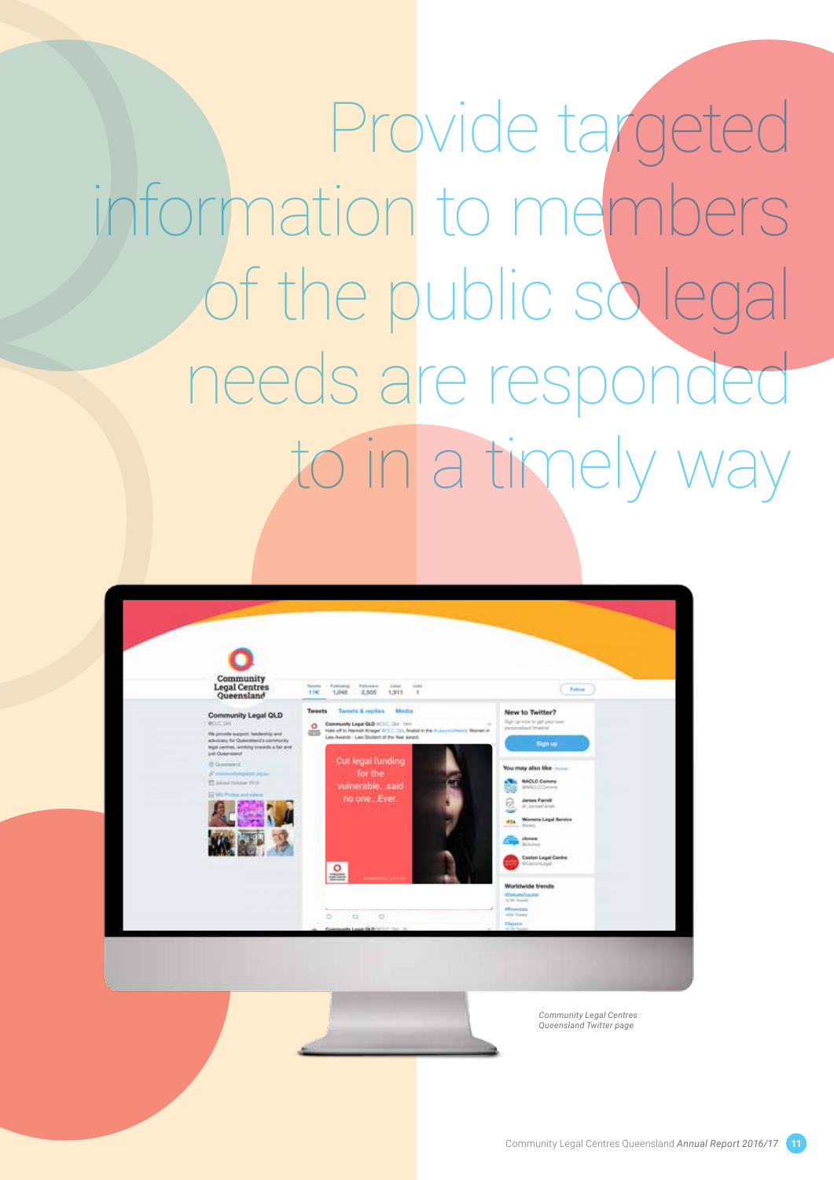# Provide targeted information to members of the public so legal needs are responded to in a timely way

*Community Legal Centres Queensland Twitter page*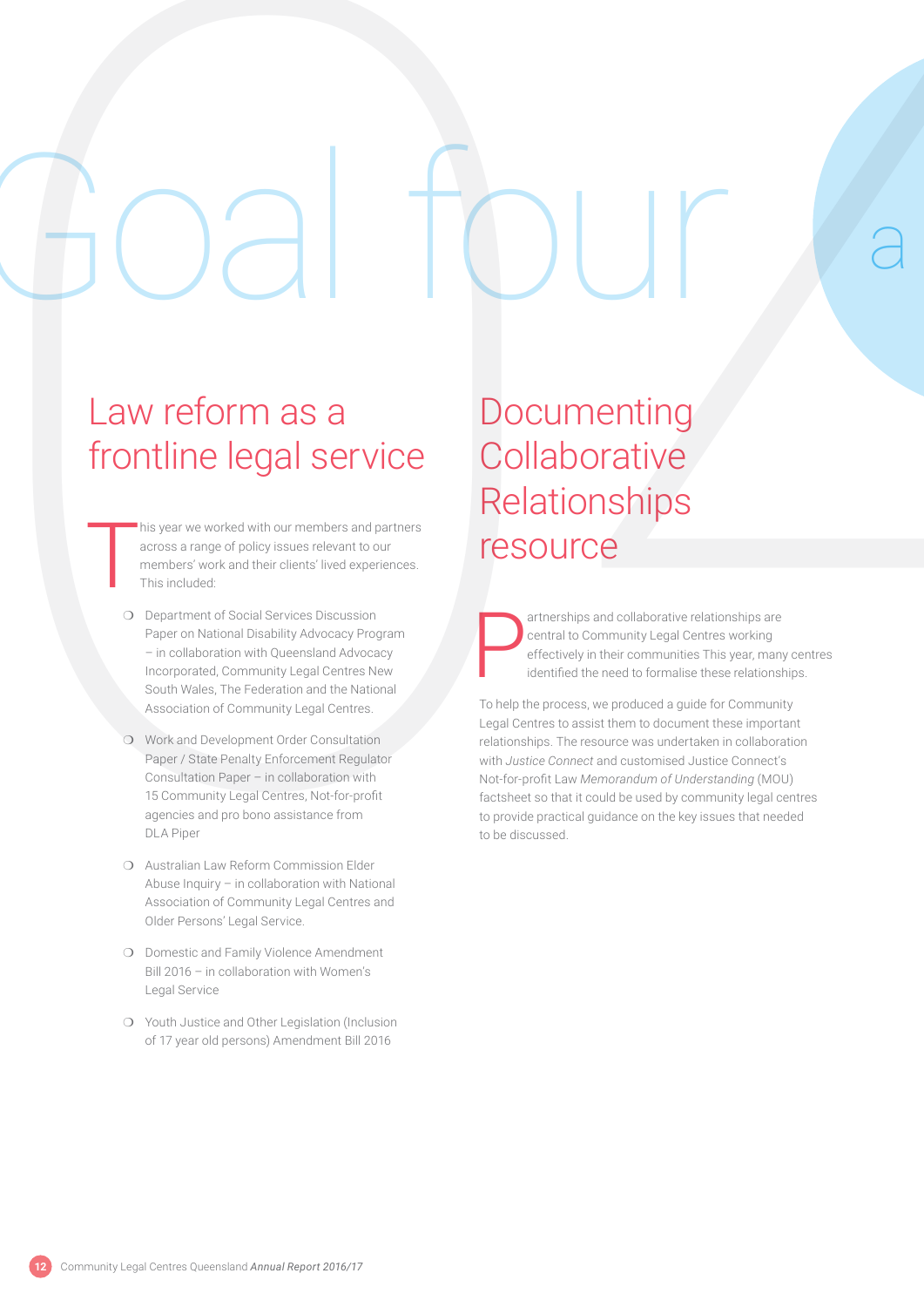# Goal four a

## Law reform as a frontline legal service

This year we worked with our members and partners across a range of policy issues relevant to our members' work and their clients' lived experiences. This included:

- Department of Social Services Discussion Paper on National Disability Advocacy Program – in collaboration with Queensland Advocacy Incorporated, Community Legal Centres New South Wales, The Federation and the National Association of Community Legal Centres.
- Work and Development Order Consultation Paper / State Penalty Enforcement Regulator Consultation Paper – in collaboration with 15 Community Legal Centres, Not-for-profit agencies and pro bono assistance from DLA Piper
- Australian Law Reform Commission Elder Abuse Inquiry – in collaboration with National Association of Community Legal Centres and Older Persons' Legal Service.
- Domestic and Family Violence Amendment Bill 2016 – in collaboration with Women's Legal Service
- Youth Justice and Other Legislation (Inclusion of 17 year old persons) Amendment Bill 2016

## Documenting Collaborative Relationships resource

Partnerships and collaborative relationships are central to Community Legal Centres working effectively in their communities This year, many centres identified the need to formalise these relationships.

To help the process, we produced a guide for Community Legal Centres to assist them to document these important relationships. The resource was undertaken in collaboration with *Justice Connect* and customised Justice Connect's Not-for-profit Law *Memorandum of Understanding* (MOU) factsheet so that it could be used by community legal centres to provide practical guidance on the key issues that needed to be discussed.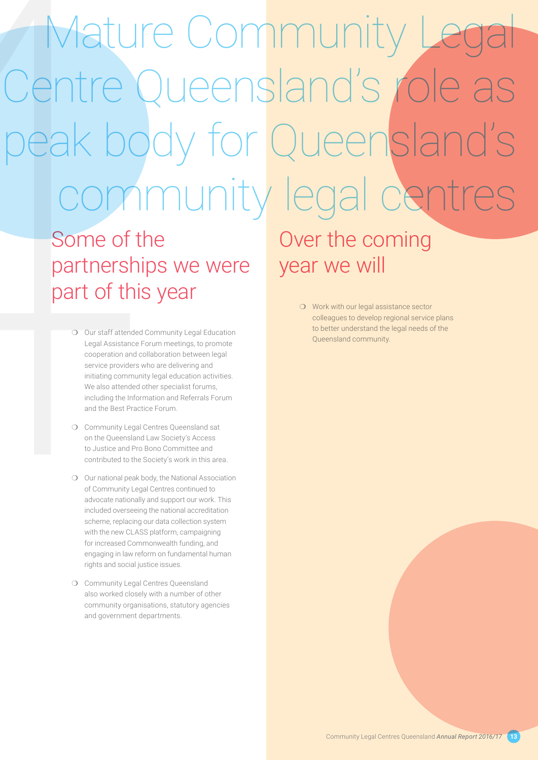# Mature Community Legal Centre Queensland's role as peak body for Queensland's community legal centres

## Some of the partnerships we were part of this year

- Our staff attended Community Legal Education Legal Assistance Forum meetings, to promote cooperation and collaboration between legal service providers who are delivering and initiating community legal education activities. We also attended other specialist forums, including the Information and Referrals Forum and the Best Practice Forum.
- Community Legal Centres Queensland sat on the Queensland Law Society's Access to Justice and Pro Bono Committee and contributed to the Society's work in this area.
- Our national peak body, the National Association of Community Legal Centres continued to advocate nationally and support our work. This included overseeing the national accreditation scheme, replacing our data collection system with the new CLASS platform, campaigning for increased Commonwealth funding, and engaging in law reform on fundamental human rights and social justice issues.
- Community Legal Centres Queensland also worked closely with a number of other community organisations, statutory agencies and government departments.

## Over the coming year we will

- Work with our legal assistance sector colleagues to develop regional service plans to better understand the legal needs of the Queensland community.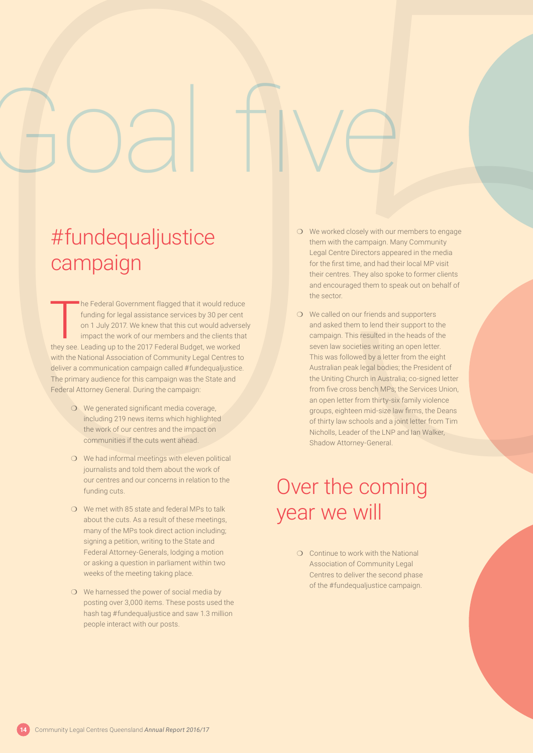# Goal five

## #fundequaljustice campaign

The Federal Government flagged that it would reduce funding for legal assistance services by 30 per cent on 1 July 2017. We knew that this cut would adversely impact the work of our members and the clients that they see. Leading up to the 2017 Federal Budget, we worked with the National Association of Community Legal Centres to deliver a communication campaign called #fundequaljustice. The primary audience for this campaign was the State and Federal Attorney General. During the campaign:

- We generated significant media coverage, including 219 news items which highlighted the work of our centres and the impact on communities if the cuts went ahead.
- We had informal meetings with eleven political journalists and told them about the work of our centres and our concerns in relation to the funding cuts.
- We met with 85 state and federal MPs to talk about the cuts. As a result of these meetings, many of the MPs took direct action including; signing a petition, writing to the State and Federal Attorney-Generals, lodging a motion or asking a question in parliament within two weeks of the meeting taking place.
- We harnessed the power of social media by posting over 3,000 items. These posts used the hash tag #fundequaljustice and saw 1.3 million people interact with our posts.
- We worked closely with our members to engage them with the campaign. Many Community Legal Centre Directors appeared in the media for the first time, and had their local MP visit their centres. They also spoke to former clients and encouraged them to speak out on behalf of the sector.
- We called on our friends and supporters and asked them to lend their support to the campaign. This resulted in the heads of the seven law societies writing an open letter. This was followed by a letter from the eight Australian peak legal bodies; the President of the Uniting Church in Australia; co-signed letter from five cross bench MPs; the Services Union, an open letter from thirty-six family violence groups, eighteen mid-size law firms, the Deans of thirty law schools and a joint letter from Tim Nicholls, Leader of the LNP and Ian Walker, Shadow Attorney-General.

## Over the coming year we will

- Continue to work with the National Association of Community Legal Centres to deliver the second phase of the #fundequaljustice campaign.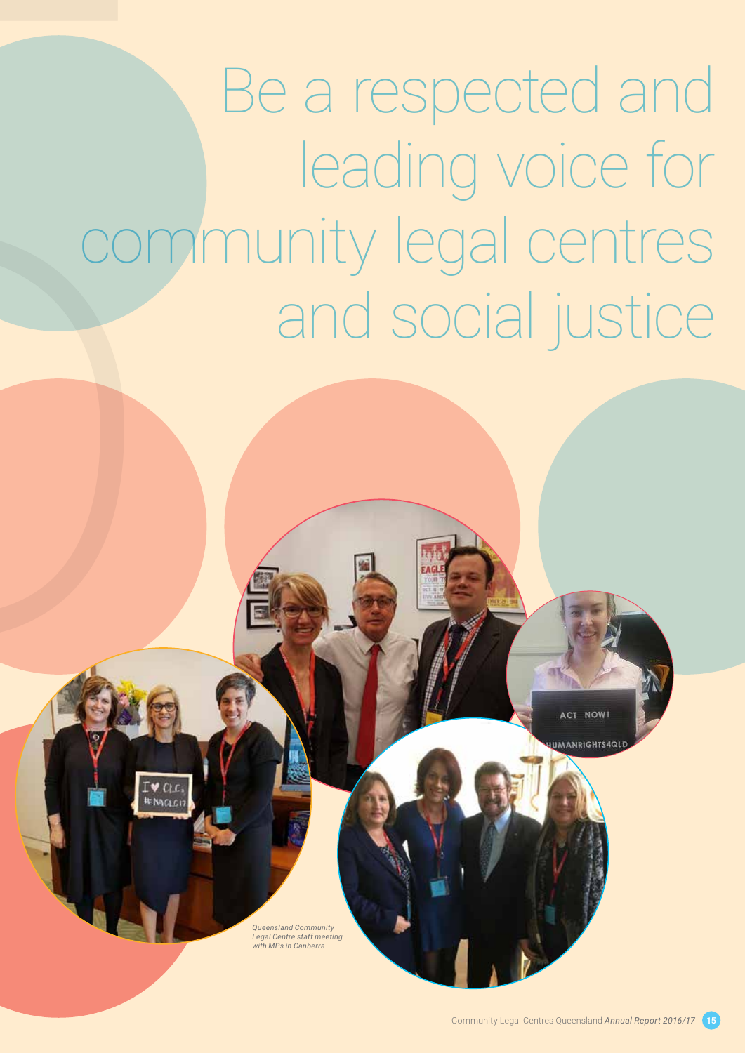# Be a respected and leading voice for community legal centres and social justice

*Queensland Community Legal Centre staff meeting with MPs in Canberra*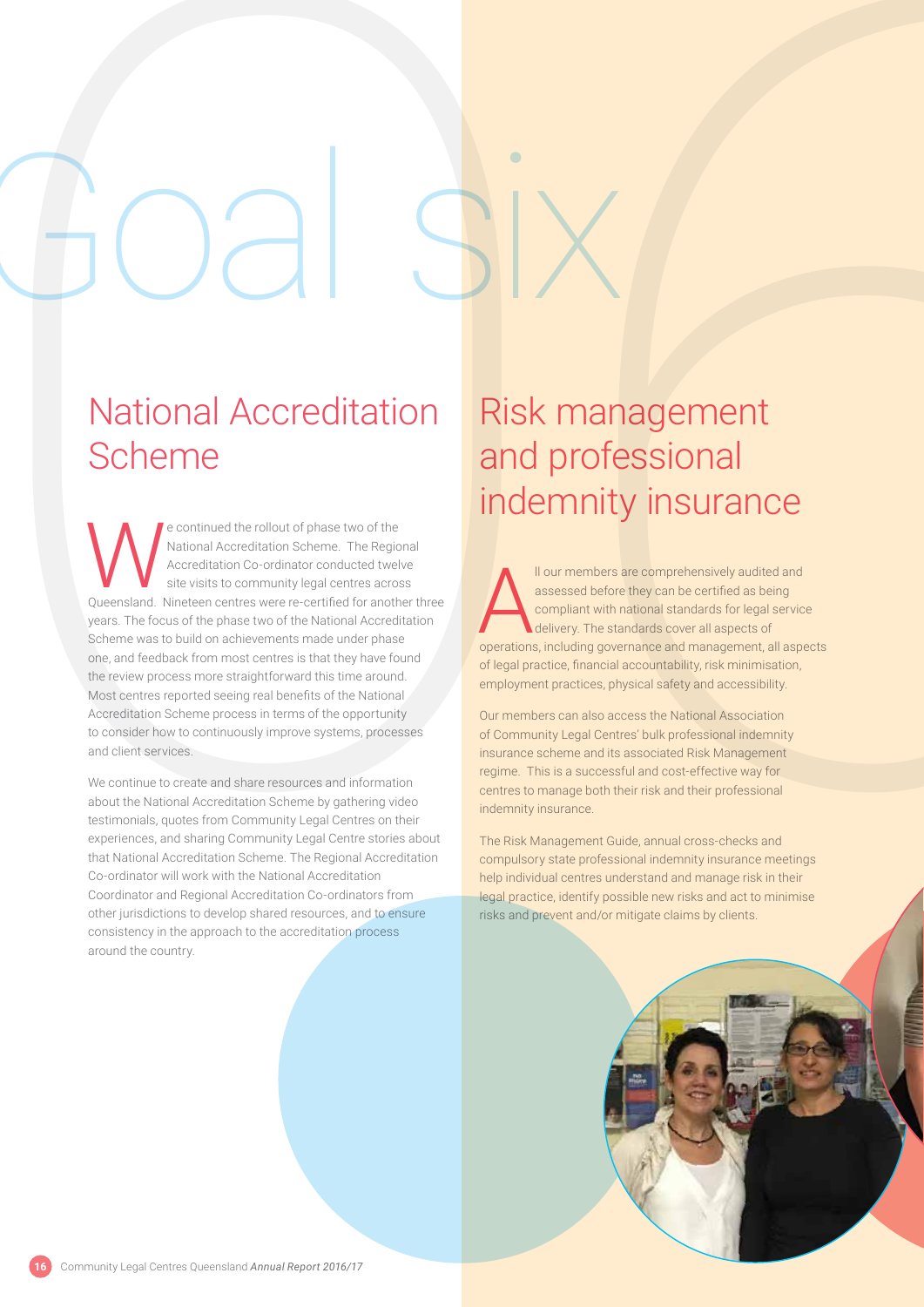# Goal six

## National Accreditation Scheme

We continued the rollout of phase two of the National Accreditation Scheme. The Regional Accreditation Co-ordinator conducted twelve site visits to community legal centres across Queensland. Nineteen centres were re-certified for another three years. The focus of the phase two of the National Accreditation Scheme was to build on achievements made under phase one, and feedback from most centres is that they have found the review process more straightforward this time around. Most centres reported seeing real benefits of the National Accreditation Scheme process in terms of the opportunity to consider how to continuously improve systems, processes and client services.

We continue to create and share resources and information about the National Accreditation Scheme by gathering video testimonials, quotes from Community Legal Centres on their experiences, and sharing Community Legal Centre stories about that National Accreditation Scheme. The Regional Accreditation Co-ordinator will work with the National Accreditation Coordinator and Regional Accreditation Co-ordinators from other jurisdictions to develop shared resources, and to ensure consistency in the approach to the accreditation process around the country.

## Risk management and professional indemnity insurance

All our members are comprehensively audited and assessed before they can be certified as being compliant with national standards for legal service delivery. The standards cover all aspects of operations, including governance and management, all aspects of legal practice, financial accountability, risk minimisation, employment practices, physical safety and accessibility.

Our members can also access the National Association of Community Legal Centres' bulk professional indemnity insurance scheme and its associated Risk Management regime. This is a successful and cost-effective way for centres to manage both their risk and their professional indemnity insurance.

The Risk Management Guide, annual cross-checks and compulsory state professional indemnity insurance meetings help individual centres understand and manage risk in their legal practice, identify possible new risks and act to minimise risks and prevent and/or mitigate claims by clients.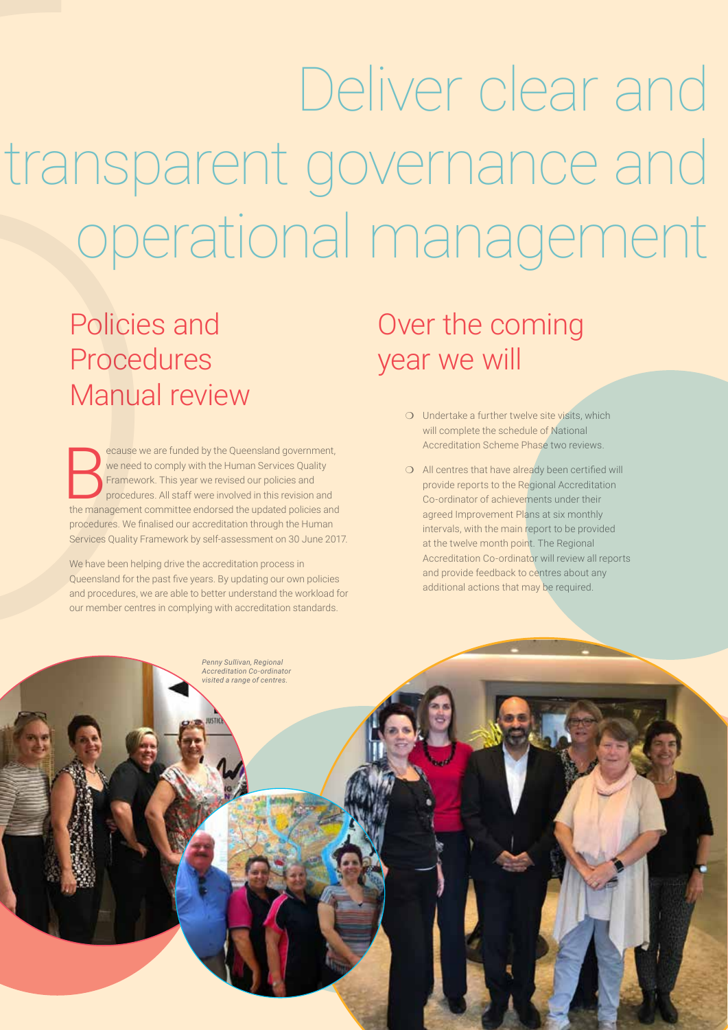# Deliver clear and transparent governance and operational management

## Policies and Procedures Manual review

Because we are funded by the Queensland government, we need to comply with the Human Services Quality Framework. This year we revised our policies and procedures. All staff were involved in this revision and the management committee endorsed the updated policies and procedures. We finalised our accreditation through the Human Services Quality Framework by self-assessment on 30 June 2017.

We have been helping drive the accreditation process in Queensland for the past five years. By updating our own policies and procedures, we are able to better understand the workload for our member centres in complying with accreditation standards.

## Over the coming year we will

- Undertake a further twelve site visits, which will complete the schedule of National Accreditation Scheme Phase two reviews.
- All centres that have already been certified will provide reports to the Regional Accreditation Co-ordinator of achievements under their agreed Improvement Plans at six monthly intervals, with the main report to be provided at the twelve month point. The Regional Accreditation Co-ordinator will review all reports and provide feedback to centres about any additional actions that may be required.

*Penny Sullivan, Regional Accreditation Co-ordinator visited a range of centres.*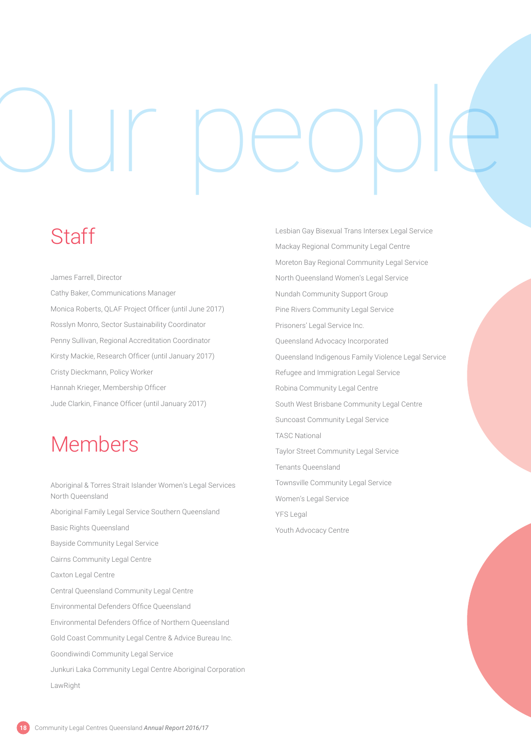# Our people

## Staff

James Farrell, Director

Cathy Baker, Communications Manager

Monica Roberts, QLAF Project Officer (until June 2017)

Rosslyn Monro, Sector Sustainability Coordinator

Penny Sullivan, Regional Accreditation Coordinator

Kirsty Mackie, Research Officer (until January 2017)

Cristy Dieckmann, Policy Worker

Hannah Krieger, Membership Officer

Jude Clarkin, Finance Officer (until January 2017)

## Members

Aboriginal & Torres Strait Islander Women's Legal Services North Queensland

Aboriginal Family Legal Service Southern Queensland

Basic Rights Queensland

Bayside Community Legal Service

Cairns Community Legal Centre

Caxton Legal Centre

Central Queensland Community Legal Centre

Environmental Defenders Office Queensland

Environmental Defenders Office of Northern Queensland

Gold Coast Community Legal Centre & Advice Bureau Inc.

Goondiwindi Community Legal Service

Junkuri Laka Community Legal Centre Aboriginal Corporation

LawRight

Lesbian Gay Bisexual Trans Intersex Legal Service

Mackay Regional Community Legal Centre

Moreton Bay Regional Community Legal Service

North Queensland Women's Legal Service

Nundah Community Support Group

Pine Rivers Community Legal Service

Prisoners' Legal Service Inc.

Queensland Advocacy Incorporated

Queensland Indigenous Family Violence Legal Service

Refugee and Immigration Legal Service

Robina Community Legal Centre

South West Brisbane Community Legal Centre

Suncoast Community Legal Service

TASC National

Taylor Street Community Legal Service

Tenants Queensland

Townsville Community Legal Service

Women's Legal Service

YFS Legal

Youth Advocacy Centre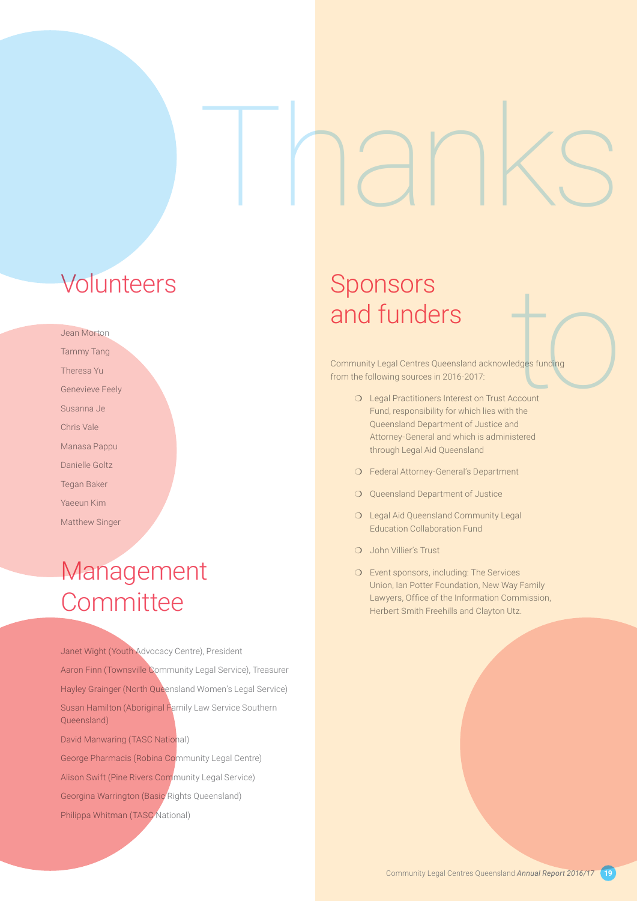# Thanks to

## Volunteers

Jean Morton

Tammy Tang

Theresa Yu

Genevieve Feely

Susanna Je

Chris Vale

Manasa Pappu

Danielle Goltz

Tegan Baker

Yaeeun Kim

Matthew Singer

## Management Committee

Janet Wight (Youth Advocacy Centre), President

Aaron Finn (Townsville Community Legal Service), Treasurer

Hayley Grainger (North Queensland Women's Legal Service)

Susan Hamilton (Aboriginal Family Law Service Southern Queensland)

David Manwaring (TASC National)

George Pharmacis (Robina Community Legal Centre)

Alison Swift (Pine Rivers Community Legal Service)

Georgina Warrington (Basic Rights Queensland)

Philippa Whitman (TASC National)

## Sponsors and funders

Community Legal Centres Queensland acknowledges funding from the following sources in 2016-2017:

- Legal Practitioners Interest on Trust Account Fund, responsibility for which lies with the Queensland Department of Justice and Attorney-General and which is administered through Legal Aid Queensland
- Federal Attorney-General's Department
- Queensland Department of Justice
- Legal Aid Queensland Community Legal Education Collaboration Fund
- John Villier's Trust
- Event sponsors, including: The Services Union, Ian Potter Foundation, New Way Family Lawyers, Office of the Information Commission, Herbert Smith Freehills and Clayton Utz.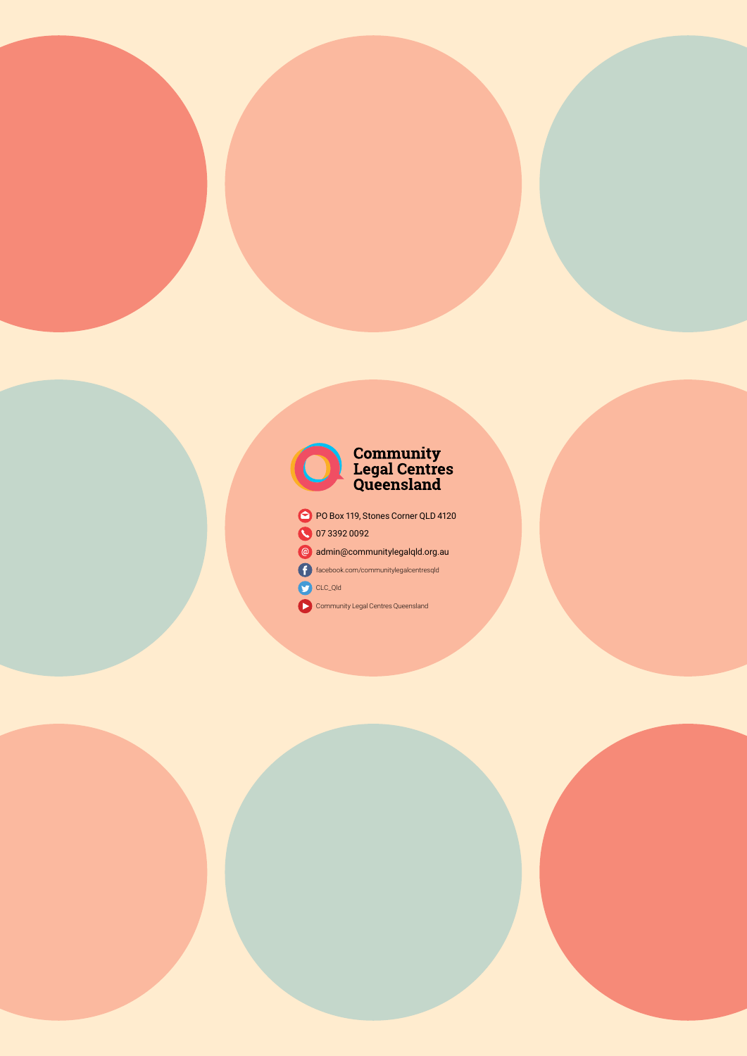**Community Legal Centres Queensland**

- PO Box 119, Stones Corner QLD 4120
- 07 3392 0092
- admin@communitylegalqld.org.au
- facebook.com/communitylegalcentresqld
- CLC_Qld
- Community Legal Centres Queensland